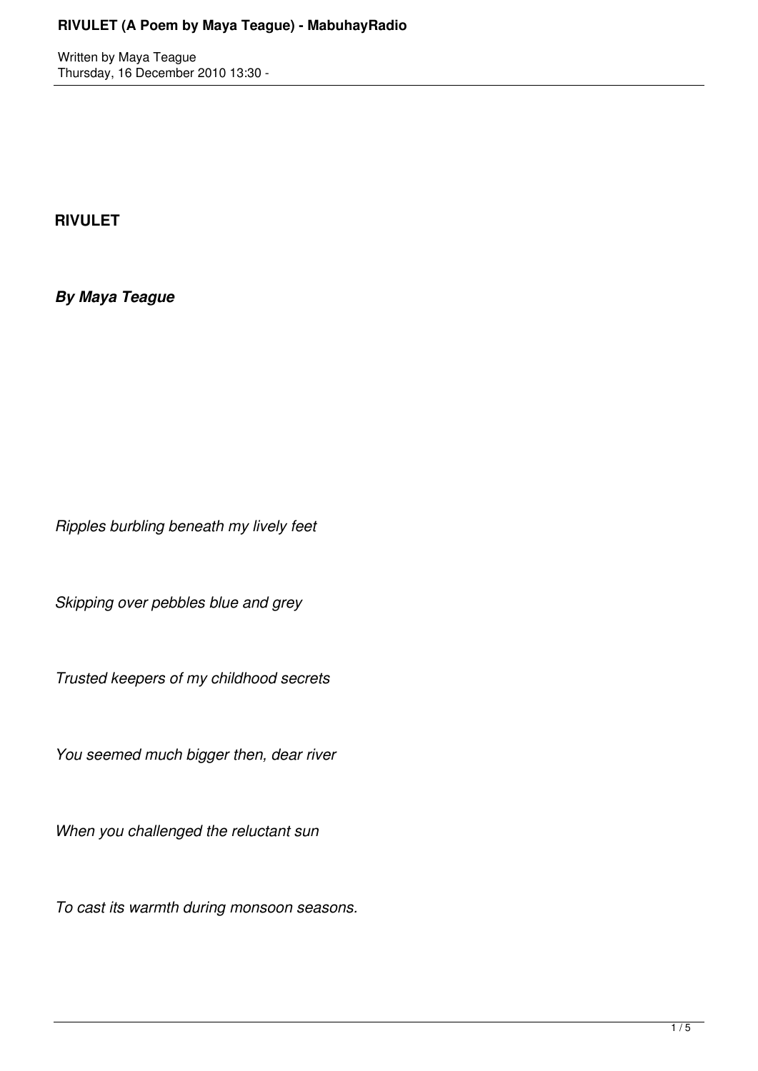**RIVULET**

***By Maya Teague***

*Ripples burbling beneath my lively feet*

*Skipping over pebbles blue and grey*

*Trusted keepers of my childhood secrets*

*You seemed much bigger then, dear river*

*When you challenged the reluctant sun*

*To cast its warmth during monsoon seasons.*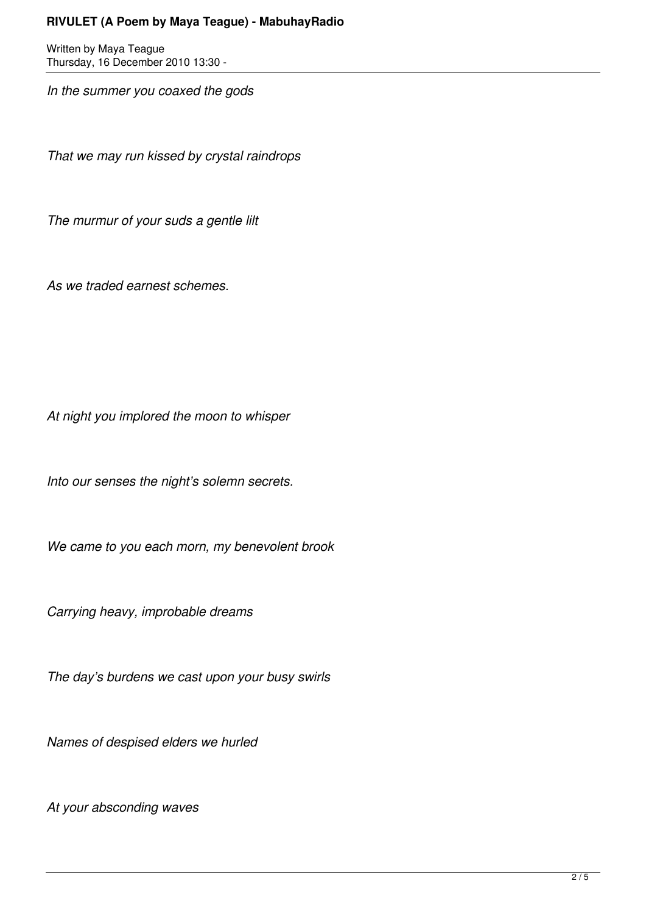*In the summer you coaxed the gods*

*That we may run kissed by crystal raindrops*

*The murmur of your suds a gentle lilt*

*As we traded earnest schemes.*

*At night you implored the moon to whisper*

*Into our senses the night's solemn secrets.*

*We came to you each morn, my benevolent brook*

*Carrying heavy, improbable dreams*

*The day's burdens we cast upon your busy swirls*

*Names of despised elders we hurled*

*At your absconding waves*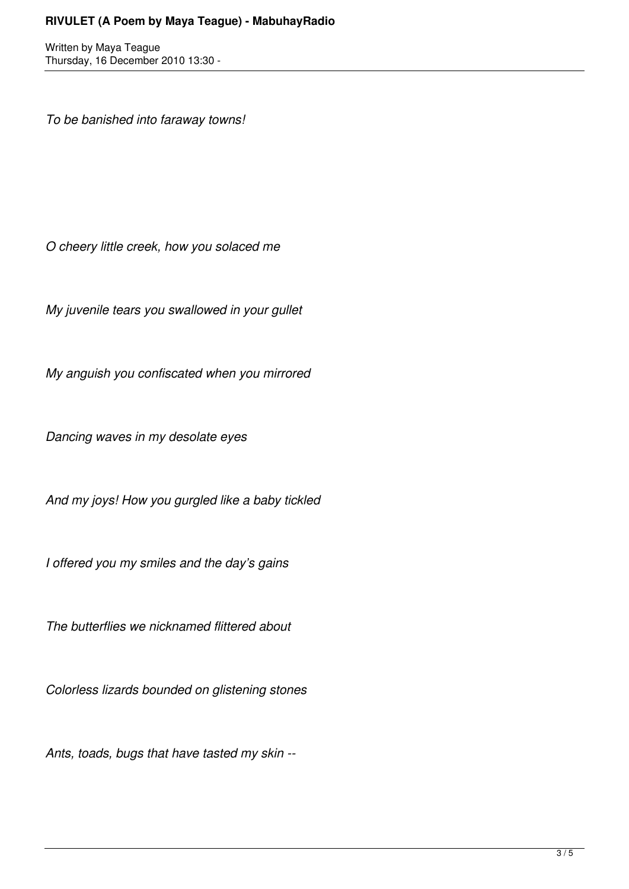*To be banished into faraway towns!*

*O cheery little creek, how you solaced me*

*My juvenile tears you swallowed in your gullet*

*My anguish you confiscated when you mirrored*

*Dancing waves in my desolate eyes*

*And my joys! How you gurgled like a baby tickled*

*I offered you my smiles and the day's gains*

*The butterflies we nicknamed flittered about*

*Colorless lizards bounded on glistening stones*

*Ants, toads, bugs that have tasted my skin --*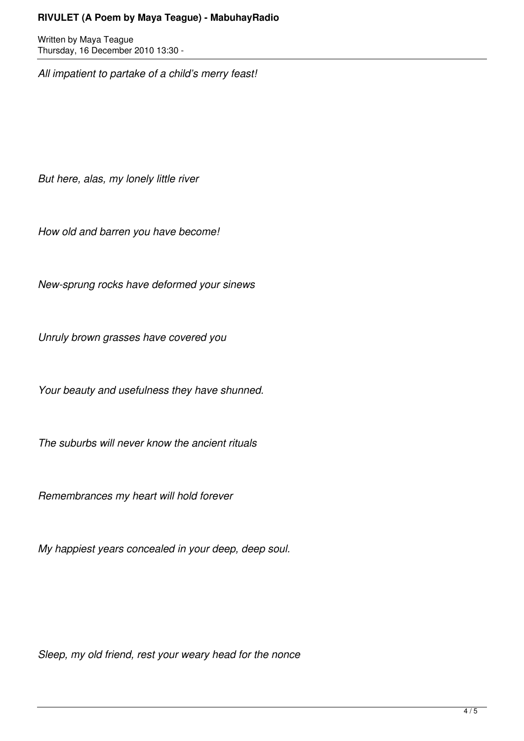*All impatient to partake of a child's merry feast!*

*But here, alas, my lonely little river*

*How old and barren you have become!*

*New-sprung rocks have deformed your sinews*

*Unruly brown grasses have covered you*

*Your beauty and usefulness they have shunned.*

*The suburbs will never know the ancient rituals*

*Remembrances my heart will hold forever*

*My happiest years concealed in your deep, deep soul.*

*Sleep, my old friend, rest your weary head for the nonce*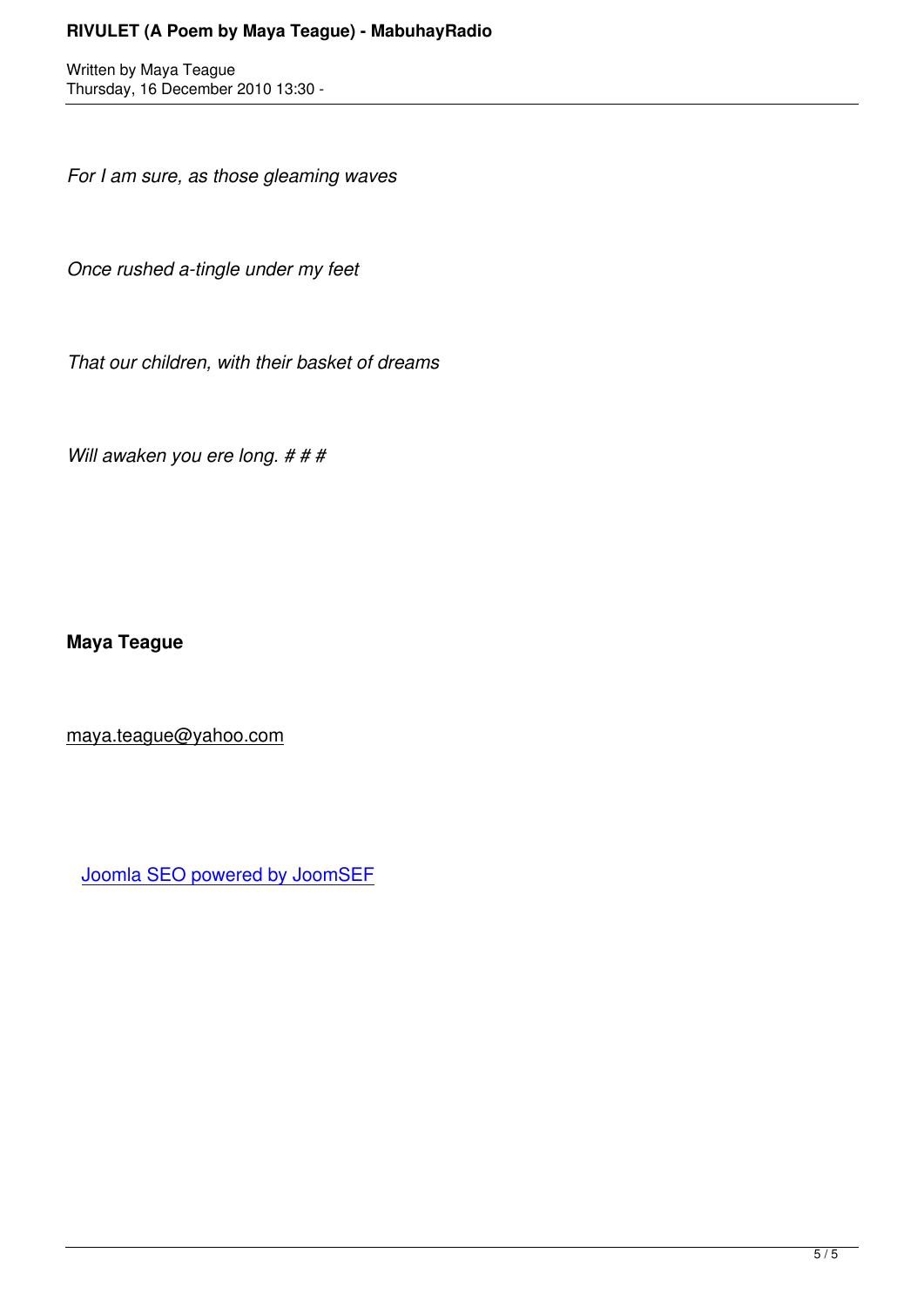*For I am sure, as those gleaming waves*

*Once rushed a-tingle under my feet*

*That our children, with their basket of dreams*

*Will awaken you ere long. # # #*

**Maya Teague**

maya.teague@yahoo.com

Joomla SEO powered by JoomSEF